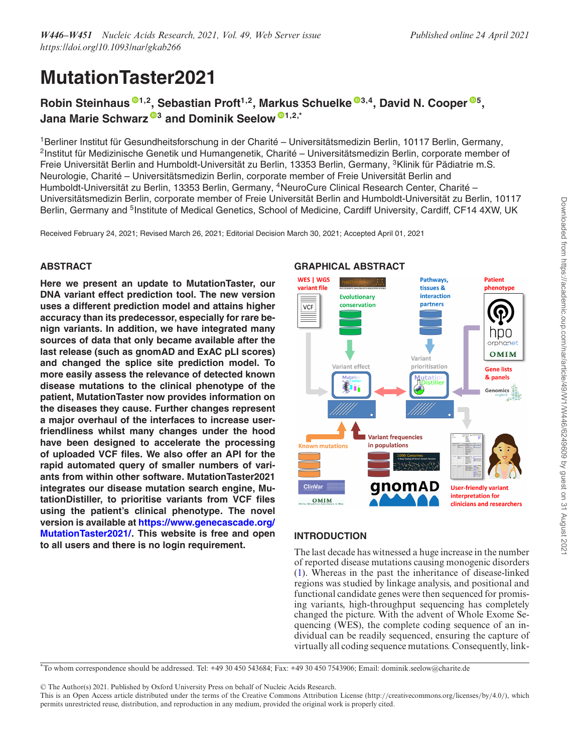# MutationTaster2021

**Robin Steinhaus[1,2], Sebastian Proft[1,2], Markus Schuelke[3,4], David N. Cooper[5], Jana Marie Schwarz[3] and Dominik Seelow[1,2,*]**

[1]Berliner Institut für Gesundheitsforschung in der Charité – Universitätsmedizin Berlin, 10117 Berlin, Germany, [2]Institut für Medizinische Genetik und Humangenetik, Charité – Universitätsmedizin Berlin, corporate member of Freie Universität Berlin and Humboldt-Universität zu Berlin, 13353 Berlin, Germany, [3]Klinik für Pädiatrie m.S. Neurologie, Charité – Universitätsmedizin Berlin, corporate member of Freie Universität Berlin and Humboldt-Universität zu Berlin, 13353 Berlin, Germany, [4]NeuroCure Clinical Research Center, Charité – Universitätsmedizin Berlin, corporate member of Freie Universität Berlin and Humboldt-Universität zu Berlin, 10117 Berlin, Germany and [5]Institute of Medical Genetics, School of Medicine, Cardiff University, Cardiff, CF14 4XW, UK

Received February 24, 2021; Revised March 26, 2021; Editorial Decision March 30, 2021; Accepted April 01, 2021

## ABSTRACT

**Here we present an update to MutationTaster, our DNA variant effect prediction tool. The new version uses a different prediction model and attains higher accuracy than its predecessor, especially for rare benign variants. In addition, we have integrated many sources of data that only became available after the last release (such as gnomAD and ExAC pLI scores) and changed the splice site prediction model. To more easily assess the relevance of detected known disease mutations to the clinical phenotype of the patient, MutationTaster now provides information on the diseases they cause. Further changes represent a major overhaul of the interfaces to increase user-friendliness whilst many changes under the hood have been designed to accelerate the processing of uploaded VCF files. We also offer an API for the rapid automated query of smaller numbers of variants from within other software. MutationTaster2021 integrates our disease mutation search engine, MutationDistiller, to prioritise variants from VCF files using the patient's clinical phenotype. The novel version is available at https://www.genecascade.org/MutationTaster2021/. This website is free and open to all users and there is no login requirement.**

## GRAPHICAL ABSTRACT

## INTRODUCTION

The last decade has witnessed a huge increase in the number of reported disease mutations causing monogenic disorders (1). Whereas in the past the inheritance of disease-linked regions was studied by linkage analysis, and positional and functional candidate genes were then sequenced for promising variants, high-throughput sequencing has completely changed the picture. With the advent of Whole Exome Sequencing (WES), the complete coding sequence of an individual can be readily sequenced, ensuring the capture of virtually all coding sequence mutations. Consequently, link-

*To whom correspondence should be addressed. Tel: +49 30 450 543684; Fax: +49 30 450 7543906; Email: dominik.seelow@charite.de

© The Author(s) 2021. Published by Oxford University Press on behalf of Nucleic Acids Research.
This is an Open Access article distributed under the terms of the Creative Commons Attribution License (http://creativecommons.org/licenses/by/4.0/), which permits unrestricted reuse, distribution, and reproduction in any medium, provided the original work is properly cited.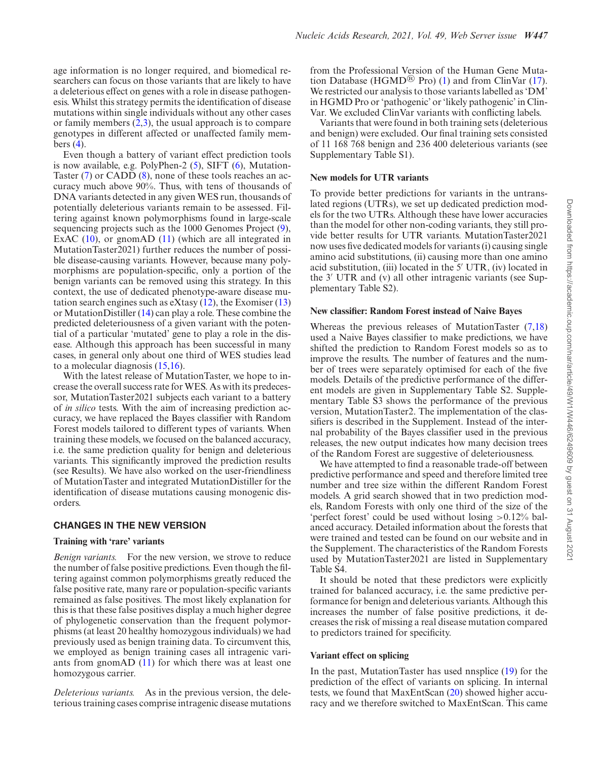age information is no longer required, and biomedical researchers can focus on those variants that are likely to have a deleterious effect on genes with a role in disease pathogenesis. Whilst this strategy permits the identification of disease mutations within single individuals without any other cases or family members (2,3), the usual approach is to compare genotypes in different affected or unaffected family members (4).

Even though a battery of variant effect prediction tools is now available, e.g. PolyPhen-2 (5), SIFT (6), MutationTaster (7) or CADD (8), none of these tools reaches an accuracy much above 90%. Thus, with tens of thousands of DNA variants detected in any given WES run, thousands of potentially deleterious variants remain to be assessed. Filtering against known polymorphisms found in large-scale sequencing projects such as the 1000 Genomes Project (9), ExAC (10), or gnomAD (11) (which are all integrated in MutationTaster2021) further reduces the number of possible disease-causing variants. However, because many polymorphisms are population-specific, only a portion of the benign variants can be removed using this strategy. In this context, the use of dedicated phenotype-aware disease mutation search engines such as eXtasy (12), the Exomiser (13) or MutationDistiller (14) can play a role. These combine the predicted deleteriousness of a given variant with the potential of a particular 'mutated' gene to play a role in the disease. Although this approach has been successful in many cases, in general only about one third of WES studies lead to a molecular diagnosis (15,16).

With the latest release of MutationTaster, we hope to increase the overall success rate for WES. As with its predecessor, MutationTaster2021 subjects each variant to a battery of *in silico* tests. With the aim of increasing prediction accuracy, we have replaced the Bayes classifier with Random Forest models tailored to different types of variants. When training these models, we focused on the balanced accuracy, i.e. the same prediction quality for benign and deleterious variants. This significantly improved the prediction results (see Results). We have also worked on the user-friendliness of MutationTaster and integrated MutationDistiller for the identification of disease mutations causing monogenic disorders.

## CHANGES IN THE NEW VERSION

### Training with 'rare' variants

*Benign variants.* For the new version, we strove to reduce the number of false positive predictions. Even though the filtering against common polymorphisms greatly reduced the false positive rate, many rare or population-specific variants remained as false positives. The most likely explanation for this is that these false positives display a much higher degree of phylogenetic conservation than the frequent polymorphisms (at least 20 healthy homozygous individuals) we had previously used as benign training data. To circumvent this, we employed as benign training cases all intragenic variants from gnomAD (11) for which there was at least one homozygous carrier.

*Deleterious variants.* As in the previous version, the deleterious training cases comprise intragenic disease mutations from the Professional Version of the Human Gene Mutation Database (HGMD® Pro) (1) and from ClinVar (17). We restricted our analysis to those variants labelled as 'DM' in HGMD Pro or 'pathogenic' or 'likely pathogenic' in ClinVar. We excluded ClinVar variants with conflicting labels.

Variants that were found in both training sets (deleterious and benign) were excluded. Our final training sets consisted of 11 168 768 benign and 236 400 deleterious variants (see Supplementary Table S1).

### New models for UTR variants

To provide better predictions for variants in the untranslated regions (UTRs), we set up dedicated prediction models for the two UTRs. Although these have lower accuracies than the model for other non-coding variants, they still provide better results for UTR variants. MutationTaster2021 now uses five dedicated models for variants (i) causing single amino acid substitutions, (ii) causing more than one amino acid substitution, (iii) located in the 5′ UTR, (iv) located in the 3′ UTR and (v) all other intragenic variants (see Supplementary Table S2).

### New classifier: Random Forest instead of Naive Bayes

Whereas the previous releases of MutationTaster (7,18) used a Naive Bayes classifier to make predictions, we have shifted the prediction to Random Forest models so as to improve the results. The number of features and the number of trees were separately optimised for each of the five models. Details of the predictive performance of the different models are given in Supplementary Table S2. Supplementary Table S3 shows the performance of the previous version, MutationTaster2. The implementation of the classifiers is described in the Supplement. Instead of the internal probability of the Bayes classifier used in the previous releases, the new output indicates how many decision trees of the Random Forest are suggestive of deleteriousness.

We have attempted to find a reasonable trade-off between predictive performance and speed and therefore limited tree number and tree size within the different Random Forest models. A grid search showed that in two prediction models, Random Forests with only one third of the size of the 'perfect forest' could be used without losing >0.12% balanced accuracy. Detailed information about the forests that were trained and tested can be found on our website and in the Supplement. The characteristics of the Random Forests used by MutationTaster2021 are listed in Supplementary Table S4.

It should be noted that these predictors were explicitly trained for balanced accuracy, i.e. the same predictive performance for benign and deleterious variants. Although this increases the number of false positive predictions, it decreases the risk of missing a real disease mutation compared to predictors trained for specificity.

### Variant effect on splicing

In the past, MutationTaster has used nnsplice (19) for the prediction of the effect of variants on splicing. In internal tests, we found that MaxEntScan (20) showed higher accuracy and we therefore switched to MaxEntScan. This came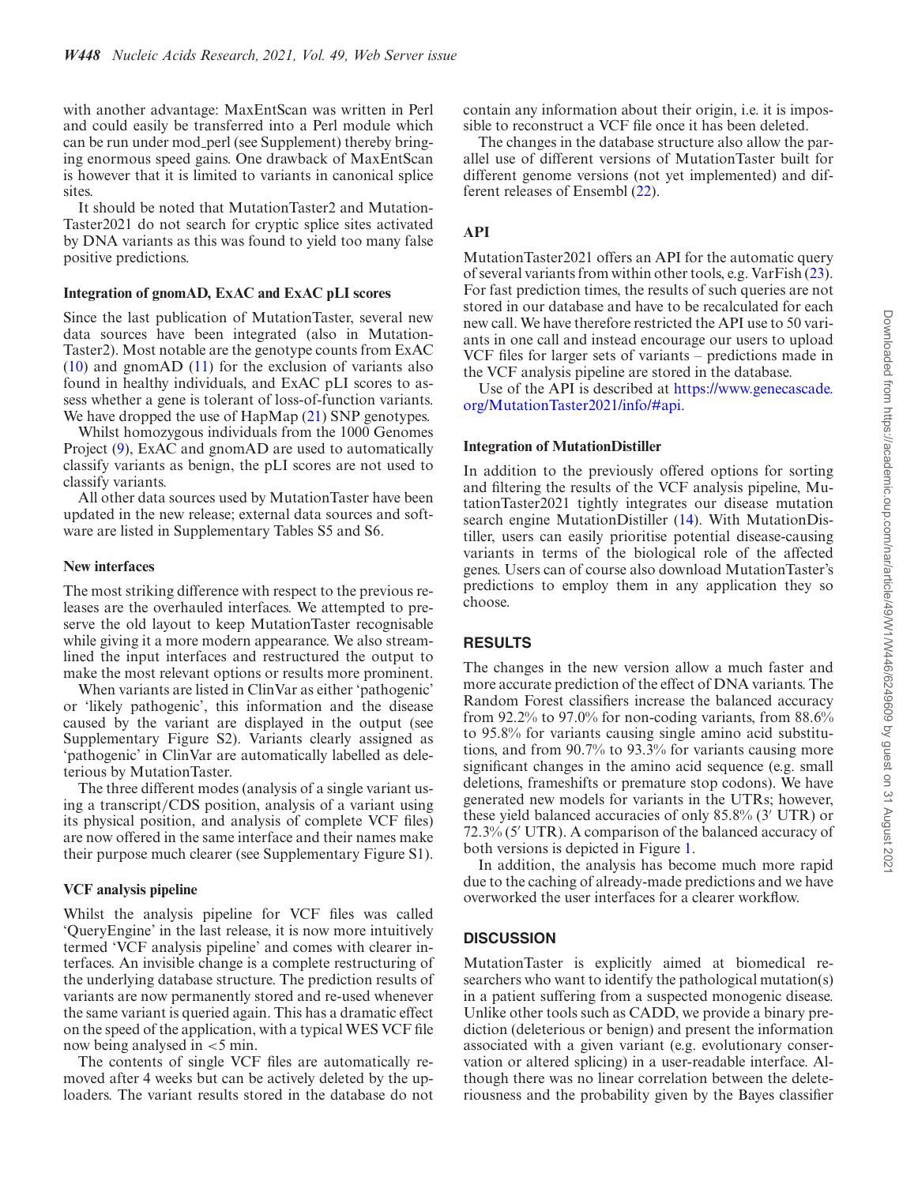with another advantage: MaxEntScan was written in Perl and could easily be transferred into a Perl module which can be run under mod_perl (see Supplement) thereby bringing enormous speed gains. One drawback of MaxEntScan is however that it is limited to variants in canonical splice sites.

It should be noted that MutationTaster2 and MutationTaster2021 do not search for cryptic splice sites activated by DNA variants as this was found to yield too many false positive predictions.

### Integration of gnomAD, ExAC and ExAC pLI scores

Since the last publication of MutationTaster, several new data sources have been integrated (also in MutationTaster2). Most notable are the genotype counts from ExAC (10) and gnomAD (11) for the exclusion of variants also found in healthy individuals, and ExAC pLI scores to assess whether a gene is tolerant of loss-of-function variants. We have dropped the use of HapMap (21) SNP genotypes.

Whilst homozygous individuals from the 1000 Genomes Project (9), ExAC and gnomAD are used to automatically classify variants as benign, the pLI scores are not used to classify variants.

All other data sources used by MutationTaster have been updated in the new release; external data sources and software are listed in Supplementary Tables S5 and S6.

### New interfaces

The most striking difference with respect to the previous releases are the overhauled interfaces. We attempted to preserve the old layout to keep MutationTaster recognisable while giving it a more modern appearance. We also streamlined the input interfaces and restructured the output to make the most relevant options or results more prominent.

When variants are listed in ClinVar as either 'pathogenic' or 'likely pathogenic', this information and the disease caused by the variant are displayed in the output (see Supplementary Figure S2). Variants clearly assigned as 'pathogenic' in ClinVar are automatically labelled as deleterious by MutationTaster.

The three different modes (analysis of a single variant using a transcript/CDS position, analysis of a variant using its physical position, and analysis of complete VCF files) are now offered in the same interface and their names make their purpose much clearer (see Supplementary Figure S1).

### VCF analysis pipeline

Whilst the analysis pipeline for VCF files was called 'QueryEngine' in the last release, it is now more intuitively termed 'VCF analysis pipeline' and comes with clearer interfaces. An invisible change is a complete restructuring of the underlying database structure. The prediction results of variants are now permanently stored and re-used whenever the same variant is queried again. This has a dramatic effect on the speed of the application, with a typical WES VCF file now being analysed in <5 min.

The contents of single VCF files are automatically removed after 4 weeks but can be actively deleted by the uploaders. The variant results stored in the database do not contain any information about their origin, i.e. it is impossible to reconstruct a VCF file once it has been deleted.

The changes in the database structure also allow the parallel use of different versions of MutationTaster built for different genome versions (not yet implemented) and different releases of Ensembl (22).

## API

MutationTaster2021 offers an API for the automatic query of several variants from within other tools, e.g. VarFish (23). For fast prediction times, the results of such queries are not stored in our database and have to be recalculated for each new call. We have therefore restricted the API use to 50 variants in one call and instead encourage our users to upload VCF files for larger sets of variants – predictions made in the VCF analysis pipeline are stored in the database.

Use of the API is described at https://www.genecascade.org/MutationTaster2021/info/#api.

### Integration of MutationDistiller

In addition to the previously offered options for sorting and filtering the results of the VCF analysis pipeline, MutationTaster2021 tightly integrates our disease mutation search engine MutationDistiller (14). With MutationDistiller, users can easily prioritise potential disease-causing variants in terms of the biological role of the affected genes. Users can of course also download MutationTaster's predictions to employ them in any application they so choose.

## RESULTS

The changes in the new version allow a much faster and more accurate prediction of the effect of DNA variants. The Random Forest classifiers increase the balanced accuracy from 92.2% to 97.0% for non-coding variants, from 88.6% to 95.8% for variants causing single amino acid substitutions, and from 90.7% to 93.3% for variants causing more significant changes in the amino acid sequence (e.g. small deletions, frameshifts or premature stop codons). We have generated new models for variants in the UTRs; however, these yield balanced accuracies of only 85.8% (3′ UTR) or 72.3% (5′ UTR). A comparison of the balanced accuracy of both versions is depicted in Figure 1.

In addition, the analysis has become much more rapid due to the caching of already-made predictions and we have overworked the user interfaces for a clearer workflow.

## DISCUSSION

MutationTaster is explicitly aimed at biomedical researchers who want to identify the pathological mutation(s) in a patient suffering from a suspected monogenic disease. Unlike other tools such as CADD, we provide a binary prediction (deleterious or benign) and present the information associated with a given variant (e.g. evolutionary conservation or altered splicing) in a user-readable interface. Although there was no linear correlation between the deleteriousness and the probability given by the Bayes classifier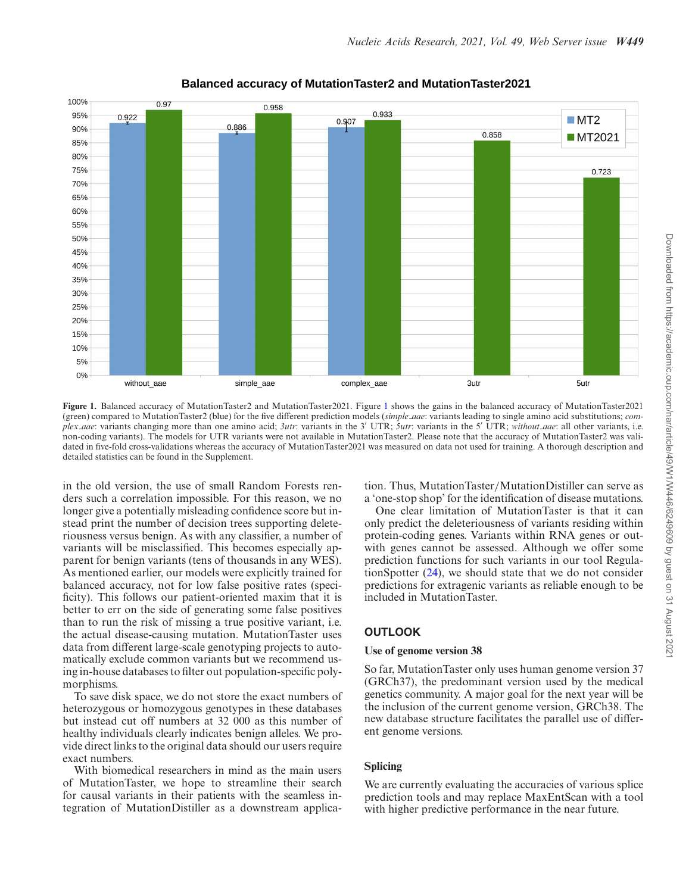**Figure 1.** Balanced accuracy of MutationTaster2 and MutationTaster2021. Figure 1 shows the gains in the balanced accuracy of MutationTaster2021 (green) compared to MutationTaster2 (blue) for the five different prediction models (*simple_aae*: variants leading to single amino acid substitutions; *complex_aae*: variants changing more than one amino acid; *3utr*: variants in the 3′ UTR; *5utr*: variants in the 5′ UTR; *without_aae*: all other variants, i.e. non-coding variants). The models for UTR variants were not available in MutationTaster2. Please note that the accuracy of MutationTaster2 was validated in five-fold cross-validations whereas the accuracy of MutationTaster2021 was measured on data not used for training. A thorough description and detailed statistics can be found in the Supplement.

in the old version, the use of small Random Forests renders such a correlation impossible. For this reason, we no longer give a potentially misleading confidence score but instead print the number of decision trees supporting deleteriousness versus benign. As with any classifier, a number of variants will be misclassified. This becomes especially apparent for benign variants (tens of thousands in any WES). As mentioned earlier, our models were explicitly trained for balanced accuracy, not for low false positive rates (specificity). This follows our patient-oriented maxim that it is better to err on the side of generating some false positives than to run the risk of missing a true positive variant, i.e. the actual disease-causing mutation. MutationTaster uses data from different large-scale genotyping projects to automatically exclude common variants but we recommend using in-house databases to filter out population-specific polymorphisms.

To save disk space, we do not store the exact numbers of heterozygous or homozygous genotypes in these databases but instead cut off numbers at 32 000 as this number of healthy individuals clearly indicates benign alleles. We provide direct links to the original data should our users require exact numbers.

With biomedical researchers in mind as the main users of MutationTaster, we hope to streamline their search for causal variants in their patients with the seamless integration of MutationDistiller as a downstream application. Thus, MutationTaster/MutationDistiller can serve as a 'one-stop shop' for the identification of disease mutations.

One clear limitation of MutationTaster is that it can only predict the deleteriousness of variants residing within protein-coding genes. Variants within RNA genes or outwith genes cannot be assessed. Although we offer some prediction functions for such variants in our tool RegulationSpotter (24), we should state that we do not consider predictions for extragenic variants as reliable enough to be included in MutationTaster.

## OUTLOOK

### Use of genome version 38

So far, MutationTaster only uses human genome version 37 (GRCh37), the predominant version used by the medical genetics community. A major goal for the next year will be the inclusion of the current genome version, GRCh38. The new database structure facilitates the parallel use of different genome versions.

### Splicing

We are currently evaluating the accuracies of various splice prediction tools and may replace MaxEntScan with a tool with higher predictive performance in the near future.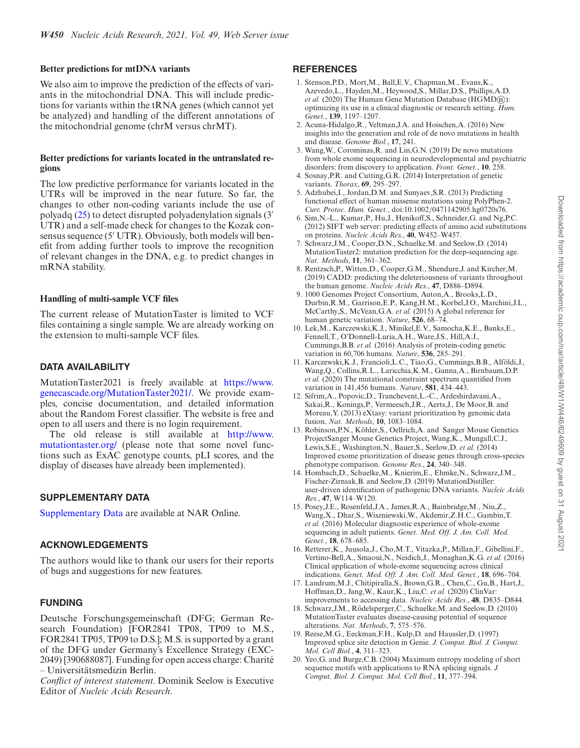### Better predictions for mtDNA variants

We also aim to improve the prediction of the effects of variants in the mitochondrial DNA. This will include predictions for variants within the tRNA genes (which cannot yet be analyzed) and handling of the different annotations of the mitochondrial genome (chrM versus chrMT).

### Better predictions for variants located in the untranslated regions

The low predictive performance for variants located in the UTRs will be improved in the near future. So far, the changes to other non-coding variants include the use of polyadq (25) to detect disrupted polyadenylation signals (3′ UTR) and a self-made check for changes to the Kozak consensus sequence (5′ UTR). Obviously, both models will benefit from adding further tools to improve the recognition of relevant changes in the DNA, e.g. to predict changes in mRNA stability.

### Handling of multi-sample VCF files

The current release of MutationTaster is limited to VCF files containing a single sample. We are already working on the extension to multi-sample VCF files.

## DATA AVAILABILITY

MutationTaster2021 is freely available at https://www.genecascade.org/MutationTaster2021/. We provide examples, concise documentation, and detailed information about the Random Forest classifier. The website is free and open to all users and there is no login requirement.

The old release is still available at http://www.mutationtaster.org/ (please note that some novel functions such as ExAC genotype counts, pLI scores, and the display of diseases have already been implemented).

## SUPPLEMENTARY DATA

Supplementary Data are available at NAR Online.

## ACKNOWLEDGEMENTS

The authors would like to thank our users for their reports of bugs and suggestions for new features.

## FUNDING

Deutsche Forschungsgemeinschaft (DFG; German Research Foundation) [FOR2841 TP08, TP09 to M.S., FOR2841 TP05, TP09 to D.S.]; M.S. is supported by a grant of the DFG under Germany's Excellence Strategy (EXC-2049) [390688087]. Funding for open access charge: Charité – Universitätsmedizin Berlin.

*Conflict of interest statement.* Dominik Seelow is Executive Editor of *Nucleic Acids Research*.

## REFERENCES

1. Stenson,P.D., Mort,M., Ball,E.V., Chapman,M., Evans,K., Azevedo,L., Hayden,M., Heywood,S., Millar,D.S., Phillips,A.D. *et al.* (2020) The Human Gene Mutation Database (HGMD®): optimizing its use in a clinical diagnostic or research setting. *Hum. Genet.*, **139**, 1197–1207.
2. Acuna-Hidalgo,R., Veltman,J.A. and Hoischen,A. (2016) New insights into the generation and role of de novo mutations in health and disease. *Genome Biol.*, **17**, 241.
3. Wang,W., Corominas,R. and Lin,G.N. (2019) De novo mutations from whole exome sequencing in neurodevelopmental and psychiatric disorders: from discovery to application. *Front. Genet.*, **10**, 258.
4. Sosnay,P.R. and Cutting,G.R. (2014) Interpretation of genetic variants. *Thorax*, **69**, 295–297.
5. Adzhubei,I., Jordan,D.M. and Sunyaev,S.R. (2013) Predicting functional effect of human missense mutations using PolyPhen-2. *Curr. Protoc. Hum. Genet.*, doi:10.1002/0471142905.hg0720s76.
6. Sim,N.-L., Kumar,P., Hu,J., Henikoff,S., Schneider,G. and Ng,P.C. (2012) SIFT web server: predicting effects of amino acid substitutions on proteins. *Nucleic Acids Res.*, **40**, W452–W457.
7. Schwarz,J.M., Cooper,D.N., Schuelke,M. and Seelow,D. (2014) MutationTaster2: mutation prediction for the deep-sequencing age. *Nat. Methods*, **11**, 361–362.
8. Rentzsch,P., Witten,D., Cooper,G.M., Shendure,J. and Kircher,M. (2019) CADD: predicting the deleteriousness of variants throughout the human genome. *Nucleic Acids Res.*, **47**, D886–D894.
9. 1000 Genomes Project Consortium, Auton,A., Brooks,L.D., Durbin,R.M., Garrison,E.P., Kang,H.M., Korbel,J.O., Marchini,J.L., McCarthy,S., McVean,G.A. *et al.* (2015) A global reference for human genetic variation. *Nature*, **526**, 68–74.
10. Lek,M., Karczewski,K.J., Minikel,E.V., Samocha,K.E., Banks,E., Fennell,T., O'Donnell-Luria,A.H., Ware,J.S., Hill,A.J., Cummings,B.B. *et al.* (2016) Analysis of protein-coding genetic variation in 60,706 humans. *Nature*, **536**, 285–291.
11. Karczewski,K.J., Francioli,L.C., Tiao,G., Cummings,B.B., Alföldi,J., Wang,Q., Collins,R.L., Laricchia,K.M., Ganna,A., Birnbaum,D.P. *et al.* (2020) The mutational constraint spectrum quantified from variation in 141,456 humans. *Nature*, **581**, 434–443.
12. Sifrim,A., Popovic,D., Tranchevent,L.-C., Ardeshirdavani,A., Sakai,R., Konings,P., Vermeesch,J.R., Aerts,J., De Moor,B. and Moreau,Y. (2013) eXtasy: variant prioritization by genomic data fusion. *Nat. Methods*, **10**, 1083–1084.
13. Robinson,P.N., Köhler,S., Oellrich,A. and Sanger Mouse Genetics ProjectSanger Mouse Genetics Project, Wang,K., Mungall,C.J., Lewis,S.E., Washington,N., Bauer,S., Seelow,D. *et al.* (2014) Improved exome prioritization of disease genes through cross-species phenotype comparison. *Genome Res.*, **24**, 340–348.
14. Hombach,D., Schuelke,M., Knierim,E., Ehmke,N., Schwarz,J.M., Fischer-Zirnsak,B. and Seelow,D. (2019) MutationDistiller: user-driven identification of pathogenic DNA variants. *Nucleic Acids Res.*, **47**, W114–W120.
15. Posey,J.E., Rosenfeld,J.A., James,R.A., Bainbridge,M., Niu,Z., Wang,X., Dhar,S., Wiszniewski,W., Akdemir,Z.H.C., Gambin,T. *et al.* (2016) Molecular diagnostic experience of whole-exome sequencing in adult patients. *Genet. Med. Off. J. Am. Coll. Med. Genet.*, **18**, 678–685.
16. Retterer,K., Juusola,J., Cho,M.T., Vitazka,P., Millan,F., Gibellini,F., Vertino-Bell,A., Smaoui,N., Neidich,J., Monaghan,K.G. *et al.* (2016) Clinical application of whole-exome sequencing across clinical indications. *Genet. Med. Off. J. Am. Coll. Med. Genet.*, **18**, 696–704.
17. Landrum,M.J., Chitipiralla,S., Brown,G.R., Chen,C., Gu,B., Hart,J., Hoffman,D., Jang,W., Kaur,K., Liu,C. *et al.* (2020) ClinVar: improvements to accessing data. *Nucleic Acids Res.*, **48**, D835–D844.
18. Schwarz,J.M., Rödelsperger,C., Schuelke,M. and Seelow,D. (2010) MutationTaster evaluates disease-causing potential of sequence alterations. *Nat. Methods*, **7**, 575–576.
19. Reese,M.G., Eeckman,F.H., Kulp,D. and Haussler,D. (1997) Improved splice site detection in Genie. *J. Comput. Biol. J. Comput. Mol. Cell Biol.*, **4**, 311–323.
20. Yeo,G. and Burge,C.B. (2004) Maximum entropy modeling of short sequence motifs with applications to RNA splicing signals. *J. Comput. Biol. J. Comput. Mol. Cell Biol.*, **11**, 377–394.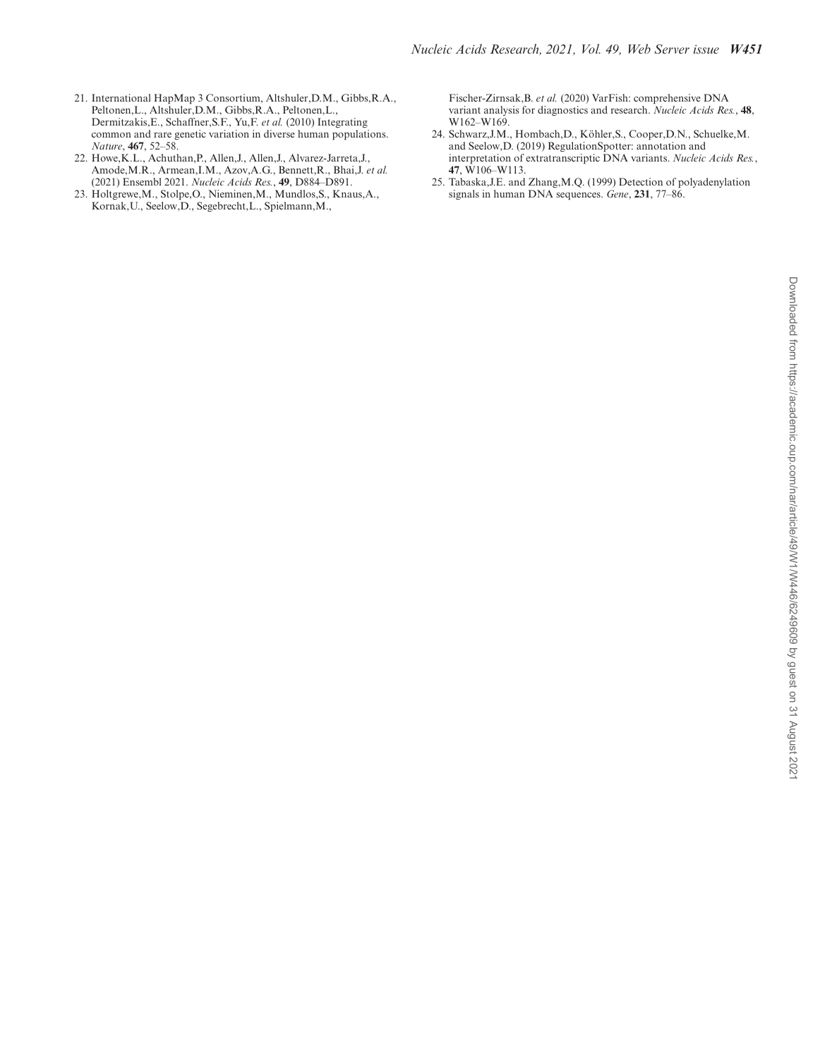21. International HapMap 3 Consortium, Altshuler,D.M., Gibbs,R.A., Peltonen,L., Altshuler,D.M., Gibbs,R.A., Peltonen,L., Dermitzakis,E., Schaffner,S.F., Yu,F. *et al.* (2010) Integrating common and rare genetic variation in diverse human populations. *Nature*, **467**, 52–58.
22. Howe,K.L., Achuthan,P., Allen,J., Allen,J., Alvarez-Jarreta,J., Amode,M.R., Armean,I.M., Azov,A.G., Bennett,R., Bhai,J. *et al.* (2021) Ensembl 2021. *Nucleic Acids Res.*, **49**, D884–D891.
23. Holtgrewe,M., Stolpe,O., Nieminen,M., Mundlos,S., Knaus,A., Kornak,U., Seelow,D., Segebrecht,L., Spielmann,M., Fischer-Zirnsak,B. *et al.* (2020) VarFish: comprehensive DNA variant analysis for diagnostics and research. *Nucleic Acids Res.*, **48**, W162–W169.
24. Schwarz,J.M., Hombach,D., Köhler,S., Cooper,D.N., Schuelke,M. and Seelow,D. (2019) RegulationSpotter: annotation and interpretation of extratranscriptic DNA variants. *Nucleic Acids Res.*, **47**, W106–W113.
25. Tabaska,J.E. and Zhang,M.Q. (1999) Detection of polyadenylation signals in human DNA sequences. *Gene*, **231**, 77–86.